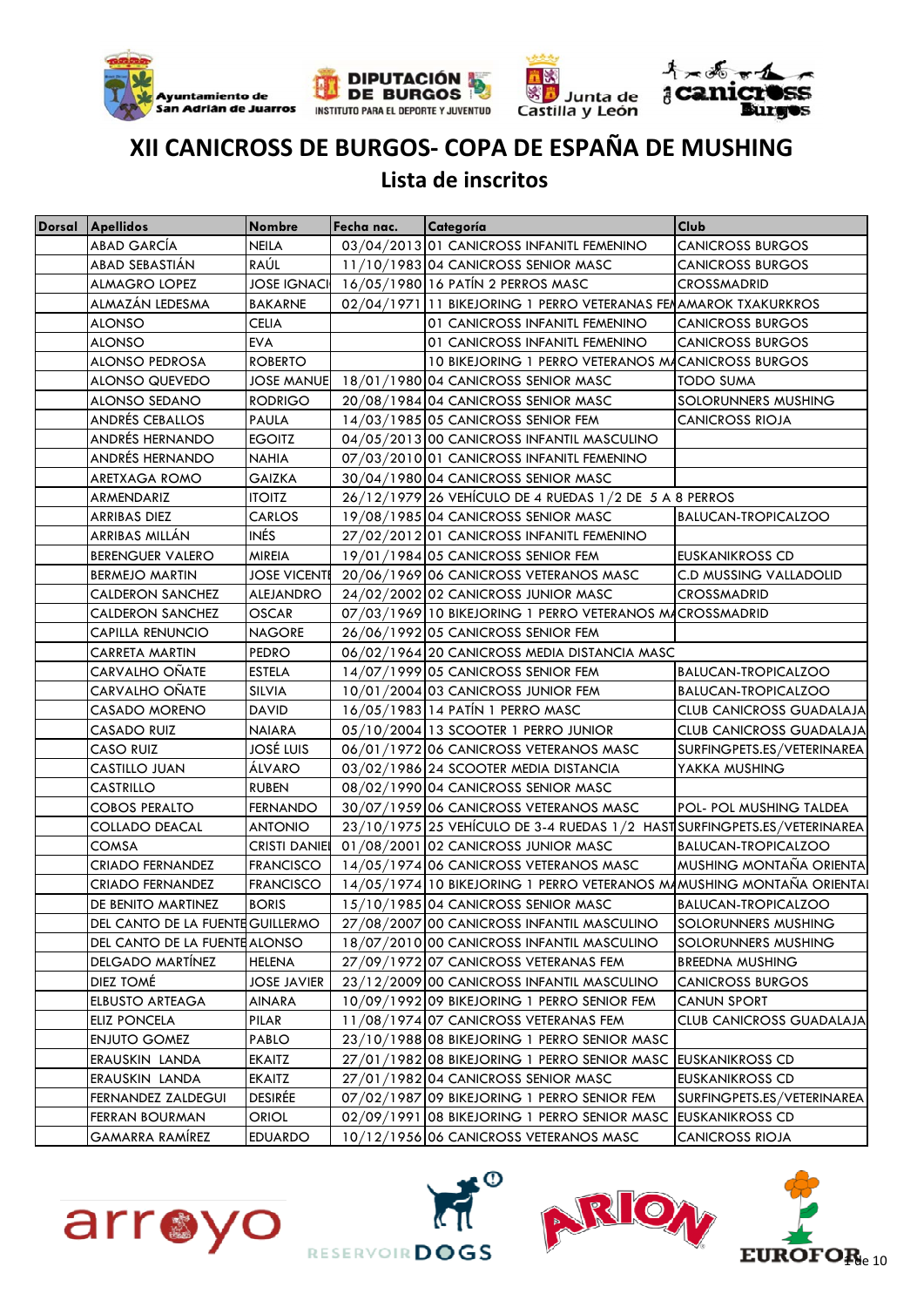# XII CANICROSS DE BURGOS- COPA DE ESPAÑA DE MUSHING

## Lista de inscritos

| Dorsal | Apellidos | Nombre | Fecha nac. | Categoría | Club |
|---|---|---|---|---|---|
| | ABAD GARCÍA | NEILA | 03/04/2013 | 01 CANICROSS INFANITL FEMENINO | CANICROSS BURGOS |
| | ABAD SEBASTIÁN | RAÚL | 11/10/1983 | 04 CANICROSS SENIOR MASC | CANICROSS BURGOS |
| | ALMAGRO LOPEZ | JOSE IGNACI | 16/05/1980 | 16 PATÍN 2 PERROS MASC | CROSSMADRID |
| | ALMAZÁN LEDESMA | BAKARNE | 02/04/1971 | 11 BIKEJORING 1 PERRO VETERANAS FEM | AMAROK TXAKURKROS |
| | ALONSO | CELIA | | 01 CANICROSS INFANITL FEMENINO | CANICROSS BURGOS |
| | ALONSO | EVA | | 01 CANICROSS INFANITL FEMENINO | CANICROSS BURGOS |
| | ALONSO PEDROSA | ROBERTO | | 10 BIKEJORING 1 PERRO VETERANOS MA | CANICROSS BURGOS |
| | ALONSO QUEVEDO | JOSE MANUE | 18/01/1980 | 04 CANICROSS SENIOR MASC | TODO SUMA |
| | ALONSO SEDANO | RODRIGO | 20/08/1984 | 04 CANICROSS SENIOR MASC | SOLORUNNERS MUSHING |
| | ANDRÉS CEBALLOS | PAULA | 14/03/1985 | 05 CANICROSS SENIOR FEM | CANICROSS RIOJA |
| | ANDRÉS HERNANDO | EGOITZ | 04/05/2013 | 00 CANICROSS INFANTIL MASCULINO | |
| | ANDRÉS HERNANDO | NAHIA | 07/03/2010 | 01 CANICROSS INFANITL FEMENINO | |
| | ARETXAGA ROMO | GAIZKA | 30/04/1980 | 04 CANICROSS SENIOR MASC | |
| | ARMENDARIZ | ITOITZ | 26/12/1979 | 26 VEHÍCULO DE 4 RUEDAS 1/2 DE 5 A 8 PERROS | |
| | ARRIBAS DIEZ | CARLOS | 19/08/1985 | 04 CANICROSS SENIOR MASC | BALUCAN-TROPICALZOO |
| | ARRIBAS MILLÁN | INÉS | 27/02/2012 | 01 CANICROSS INFANITL FEMENINO | |
| | BERENGUER VALERO | MIREIA | 19/01/1984 | 05 CANICROSS SENIOR FEM | EUSKANIKROSS CD |
| | BERMEJO MARTIN | JOSE VICENTE | 20/06/1969 | 06 CANICROSS VETERANOS MASC | C.D MUSSING VALLADOLID |
| | CALDERON SANCHEZ | ALEJANDRO | 24/02/2002 | 02 CANICROSS JUNIOR MASC | CROSSMADRID |
| | CALDERON SANCHEZ | OSCAR | 07/03/1969 | 10 BIKEJORING 1 PERRO VETERANOS MA | CROSSMADRID |
| | CAPILLA RENUNCIO | NAGORE | 26/06/1992 | 05 CANICROSS SENIOR FEM | |
| | CARRETA MARTIN | PEDRO | 06/02/1964 | 20 CANICROSS MEDIA DISTANCIA MASC | |
| | CARVALHO OÑATE | ESTELA | 14/07/1999 | 05 CANICROSS SENIOR FEM | BALUCAN-TROPICALZOO |
| | CARVALHO OÑATE | SILVIA | 10/01/2004 | 03 CANICROSS JUNIOR FEM | BALUCAN-TROPICALZOO |
| | CASADO MORENO | DAVID | 16/05/1983 | 14 PATÍN 1 PERRO MASC | CLUB CANICROSS GUADALAJA |
| | CASADO RUIZ | NAIARA | 05/10/2004 | 13 SCOOTER 1 PERRO JUNIOR | CLUB CANICROSS GUADALAJA |
| | CASO RUIZ | JOSÉ LUIS | 06/01/1972 | 06 CANICROSS VETERANOS MASC | SURFINGPETS.ES/VETERINAREA |
| | CASTILLO JUAN | ÁLVARO | 03/02/1986 | 24 SCOOTER MEDIA DISTANCIA | YAKKA MUSHING |
| | CASTRILLO | RUBEN | 08/02/1990 | 04 CANICROSS SENIOR MASC | |
| | COBOS PERALTO | FERNANDO | 30/07/1959 | 06 CANICROSS VETERANOS MASC | POL- POL MUSHING TALDEA |
| | COLLADO DEACAL | ANTONIO | 23/10/1975 | 25 VEHÍCULO DE 3-4 RUEDAS 1/2 HAST | SURFINGPETS.ES/VETERINAREA |
| | COMSA | CRISTI DANIEL | 01/08/2001 | 02 CANICROSS JUNIOR MASC | BALUCAN-TROPICALZOO |
| | CRIADO FERNANDEZ | FRANCISCO | 14/05/1974 | 06 CANICROSS VETERANOS MASC | MUSHING MONTAÑA ORIENTA |
| | CRIADO FERNANDEZ | FRANCISCO | 14/05/1974 | 10 BIKEJORING 1 PERRO VETERANOS MA | MUSHING MONTAÑA ORIENTAL |
| | DE BENITO MARTINEZ | BORIS | 15/10/1985 | 04 CANICROSS SENIOR MASC | BALUCAN-TROPICALZOO |
| | DEL CANTO DE LA FUENTE | GUILLERMO | 27/08/2007 | 00 CANICROSS INFANTIL MASCULINO | SOLORUNNERS MUSHING |
| | DEL CANTO DE LA FUENTE | ALONSO | 18/07/2010 | 00 CANICROSS INFANTIL MASCULINO | SOLORUNNERS MUSHING |
| | DELGADO MARTÍNEZ | HELENA | 27/09/1972 | 07 CANICROSS VETERANAS FEM | BREEDNA MUSHING |
| | DIEZ TOMÉ | JOSE JAVIER | 23/12/2009 | 00 CANICROSS INFANTIL MASCULINO | CANICROSS BURGOS |
| | ELBUSTO ARTEAGA | AINARA | 10/09/1992 | 09 BIKEJORING 1 PERRO SENIOR FEM | CANUN SPORT |
| | ELIZ PONCELA | PILAR | 11/08/1974 | 07 CANICROSS VETERANAS FEM | CLUB CANICROSS GUADALAJA |
| | ENJUTO GOMEZ | PABLO | 23/10/1988 | 08 BIKEJORING 1 PERRO SENIOR MASC | |
| | ERAUSKIN LANDA | EKAITZ | 27/01/1982 | 08 BIKEJORING 1 PERRO SENIOR MASC | EUSKANIKROSS CD |
| | ERAUSKIN LANDA | EKAITZ | 27/01/1982 | 04 CANICROSS SENIOR MASC | EUSKANIKROSS CD |
| | FERNANDEZ ZALDEGUI | DESIRÉE | 07/02/1987 | 09 BIKEJORING 1 PERRO SENIOR FEM | SURFINGPETS.ES/VETERINAREA |
| | FERRAN BOURMAN | ORIOL | 02/09/1991 | 08 BIKEJORING 1 PERRO SENIOR MASC | EUSKANIKROSS CD |
| | GAMARRA RAMÍREZ | EDUARDO | 10/12/1956 | 06 CANICROSS VETERANOS MASC | CANICROSS RIOJA |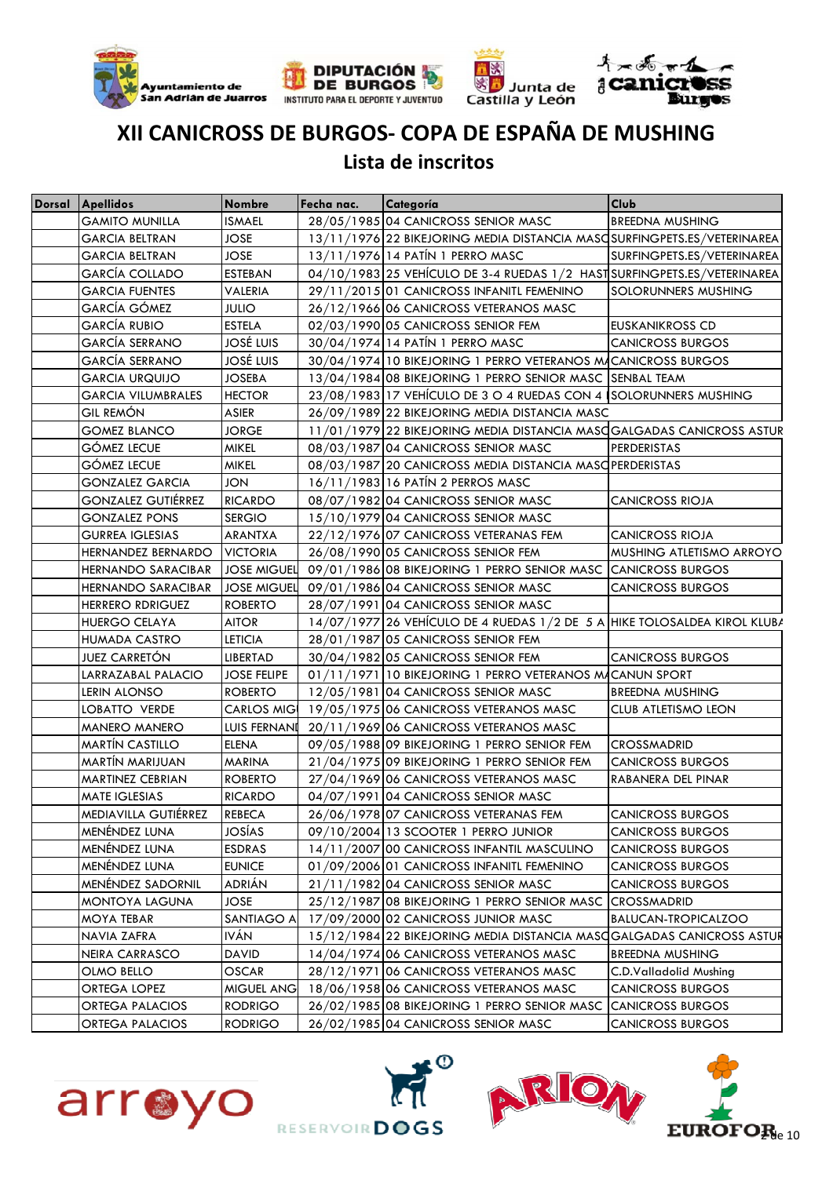# XII CANICROSS DE BURGOS- COPA DE ESPAÑA DE MUSHING

## Lista de inscritos

| Dorsal | Apellidos | Nombre | Fecha nac. | Categoría | Club |
|---|---|---|---|---|---|
| | GAMITO MUNILLA | ISMAEL | 28/05/1985 | 04 CANICROSS SENIOR MASC | BREEDNA MUSHING |
| | GARCIA BELTRAN | JOSE | 13/11/1976 | 22 BIKEJORING MEDIA DISTANCIA MASC | SURFINGPETS.ES/VETERINAREA |
| | GARCIA BELTRAN | JOSE | 13/11/1976 | 14 PATÍN 1 PERRO MASC | SURFINGPETS.ES/VETERINAREA |
| | GARCÍA COLLADO | ESTEBAN | 04/10/1983 | 25 VEHÍCULO DE 3-4 RUEDAS 1/2 HAST | SURFINGPETS.ES/VETERINAREA |
| | GARCIA FUENTES | VALERIA | 29/11/2015 | 01 CANICROSS INFANTIL FEMENINO | SOLORUNNERS MUSHING |
| | GARCÍA GÓMEZ | JULIO | 26/12/1966 | 06 CANICROSS VETERANOS MASC | |
| | GARCÍA RUBIO | ESTELA | 02/03/1990 | 05 CANICROSS SENIOR FEM | EUSKANIKROSS CD |
| | GARCÍA SERRANO | JOSÉ LUIS | 30/04/1974 | 14 PATÍN 1 PERRO MASC | CANICROSS BURGOS |
| | GARCÍA SERRANO | JOSÉ LUIS | 30/04/1974 | 10 BIKEJORING 1 PERRO VETERANOS MA | CANICROSS BURGOS |
| | GARCIA URQUIJO | JOSEBA | 13/04/1984 | 08 BIKEJORING 1 PERRO SENIOR MASC | SENBAL TEAM |
| | GARCIA VILUMBRALES | HECTOR | 23/08/1983 | 17 VEHÍCULO DE 3 O 4 RUEDAS CON 4 | SOLORUNNERS MUSHING |
| | GIL REMÓN | ASIER | 26/09/1989 | 22 BIKEJORING MEDIA DISTANCIA MASC | |
| | GOMEZ BLANCO | JORGE | 11/01/1979 | 22 BIKEJORING MEDIA DISTANCIA MASC | GALGADAS CANICROSS ASTUR |
| | GÓMEZ LECUE | MIKEL | 08/03/1987 | 04 CANICROSS SENIOR MASC | PERDERISTAS |
| | GÓMEZ LECUE | MIKEL | 08/03/1987 | 20 CANICROSS MEDIA DISTANCIA MASC | PERDERISTAS |
| | GONZALEZ GARCIA | JON | 16/11/1983 | 16 PATÍN 2 PERROS MASC | |
| | GONZALEZ GUTIÉRREZ | RICARDO | 08/07/1982 | 04 CANICROSS SENIOR MASC | CANICROSS RIOJA |
| | GONZALEZ PONS | SERGIO | 15/10/1979 | 04 CANICROSS SENIOR MASC | |
| | GURREA IGLESIAS | ARANTXA | 22/12/1976 | 07 CANICROSS VETERANAS FEM | CANICROSS RIOJA |
| | HERNANDEZ BERNARDO | VICTORIA | 26/08/1990 | 05 CANICROSS SENIOR FEM | MUSHING ATLETISMO ARROYO |
| | HERNANDO SARACIBAR | JOSE MIGUEL | 09/01/1986 | 08 BIKEJORING 1 PERRO SENIOR MASC | CANICROSS BURGOS |
| | HERNANDO SARACIBAR | JOSE MIGUEL | 09/01/1986 | 04 CANICROSS SENIOR MASC | CANICROSS BURGOS |
| | HERRERO RDRIGUEZ | ROBERTO | 28/07/1991 | 04 CANICROSS SENIOR MASC | |
| | HUERGO CELAYA | AITOR | 14/07/1977 | 26 VEHÍCULO DE 4 RUEDAS 1/2 DE 5 A | HIKE TOLOSALDEA KIROL KLUBA |
| | HUMADA CASTRO | LETICIA | 28/01/1987 | 05 CANICROSS SENIOR FEM | |
| | JUEZ CARRETÓN | LIBERTAD | 30/04/1982 | 05 CANICROSS SENIOR FEM | CANICROSS BURGOS |
| | LARRAZABAL PALACIO | JOSE FELIPE | 01/11/1971 | 10 BIKEJORING 1 PERRO VETERANOS MA | CANUN SPORT |
| | LERIN ALONSO | ROBERTO | 12/05/1981 | 04 CANICROSS SENIOR MASC | BREEDNA MUSHING |
| | LOBATTO VERDE | CARLOS MIG | 19/05/1975 | 06 CANICROSS VETERANOS MASC | CLUB ATLETISMO LEON |
| | MANERO MANERO | LUIS FERNAND | 20/11/1969 | 06 CANICROSS VETERANOS MASC | |
| | MARTÍN CASTILLO | ELENA | 09/05/1988 | 09 BIKEJORING 1 PERRO SENIOR FEM | CROSSMADRID |
| | MARTÍN MARIJUAN | MARINA | 21/04/1975 | 09 BIKEJORING 1 PERRO SENIOR FEM | CANICROSS BURGOS |
| | MARTINEZ CEBRIAN | ROBERTO | 27/04/1969 | 06 CANICROSS VETERANOS MASC | RABANERA DEL PINAR |
| | MATE IGLESIAS | RICARDO | 04/07/1991 | 04 CANICROSS SENIOR MASC | |
| | MEDIAVILLA GUTIÉRREZ | REBECA | 26/06/1978 | 07 CANICROSS VETERANAS FEM | CANICROSS BURGOS |
| | MENÉNDEZ LUNA | JOSÍAS | 09/10/2004 | 13 SCOOTER 1 PERRO JUNIOR | CANICROSS BURGOS |
| | MENÉNDEZ LUNA | ESDRAS | 14/11/2007 | 00 CANICROSS INFANTIL MASCULINO | CANICROSS BURGOS |
| | MENÉNDEZ LUNA | EUNICE | 01/09/2006 | 01 CANICROSS INFANTIL FEMENINO | CANICROSS BURGOS |
| | MENÉNDEZ SADORNIL | ADRIÁN | 21/11/1982 | 04 CANICROSS SENIOR MASC | CANICROSS BURGOS |
| | MONTOYA LAGUNA | JOSE | 25/12/1987 | 08 BIKEJORING 1 PERRO SENIOR MASC | CROSSMADRID |
| | MOYA TEBAR | SANTIAGO A | 17/09/2000 | 02 CANICROSS JUNIOR MASC | BALUCAN-TROPICALZOO |
| | NAVIA ZAFRA | IVÁN | 15/12/1984 | 22 BIKEJORING MEDIA DISTANCIA MASC | GALGADAS CANICROSS ASTUR |
| | NEIRA CARRASCO | DAVID | 14/04/1974 | 06 CANICROSS VETERANOS MASC | BREEDNA MUSHING |
| | OLMO BELLO | OSCAR | 28/12/1971 | 06 CANICROSS VETERANOS MASC | C.D.Valladolid Mushing |
| | ORTEGA LOPEZ | MIGUEL ANG | 18/06/1958 | 06 CANICROSS VETERANOS MASC | CANICROSS BURGOS |
| | ORTEGA PALACIOS | RODRIGO | 26/02/1985 | 08 BIKEJORING 1 PERRO SENIOR MASC | CANICROSS BURGOS |
| | ORTEGA PALACIOS | RODRIGO | 26/02/1985 | 04 CANICROSS SENIOR MASC | CANICROSS BURGOS |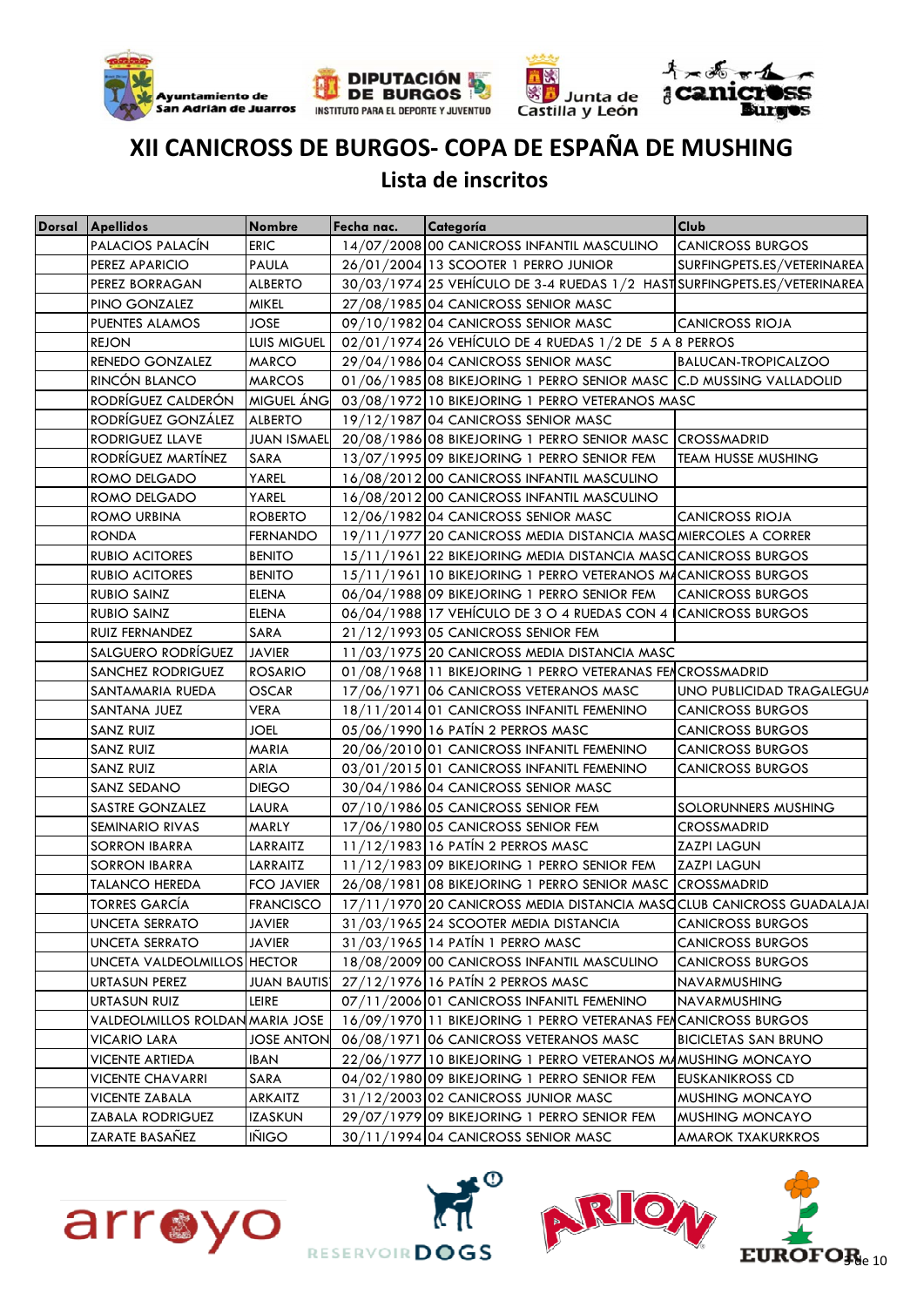# XII CANICROSS DE BURGOS- COPA DE ESPAÑA DE MUSHING

## Lista de inscritos

| Dorsal | Apellidos | Nombre | Fecha nac. | Categoría | Club |
|---|---|---|---|---|---|
| | PALACIOS PALACÍN | ERIC | 14/07/2008 | 00 CANICROSS INFANTIL MASCULINO | CANICROSS BURGOS |
| | PEREZ APARICIO | PAULA | 26/01/2004 | 13 SCOOTER 1 PERRO JUNIOR | SURFINGPETS.ES/VETERINAREA |
| | PEREZ BORRAGAN | ALBERTO | 30/03/1974 | 25 VEHÍCULO DE 3-4 RUEDAS 1/2 HAST | SURFINGPETS.ES/VETERINAREA |
| | PINO GONZALEZ | MIKEL | 27/08/1985 | 04 CANICROSS SENIOR MASC | |
| | PUENTES ALAMOS | JOSE | 09/10/1982 | 04 CANICROSS SENIOR MASC | CANICROSS RIOJA |
| | REJON | LUIS MIGUEL | 02/01/1974 | 26 VEHÍCULO DE 4 RUEDAS 1/2 DE 5 A 8 PERROS | |
| | RENEDO GONZALEZ | MARCO | 29/04/1986 | 04 CANICROSS SENIOR MASC | BALUCAN-TROPICALZOO |
| | RINCÓN BLANCO | MARCOS | 01/06/1985 | 08 BIKEJORING 1 PERRO SENIOR MASC | C.D MUSSING VALLADOLID |
| | RODRÍGUEZ CALDERÓN | MIGUEL ÁNG | 03/08/1972 | 10 BIKEJORING 1 PERRO VETERANOS MASC | |
| | RODRÍGUEZ GONZÁLEZ | ALBERTO | 19/12/1987 | 04 CANICROSS SENIOR MASC | |
| | RODRIGUEZ LLAVE | JUAN ISMAEL | 20/08/1986 | 08 BIKEJORING 1 PERRO SENIOR MASC | CROSSMADRID |
| | RODRÍGUEZ MARTÍNEZ | SARA | 13/07/1995 | 09 BIKEJORING 1 PERRO SENIOR FEM | TEAM HUSSE MUSHING |
| | ROMO DELGADO | YAREL | 16/08/2012 | 00 CANICROSS INFANTIL MASCULINO | |
| | ROMO DELGADO | YAREL | 16/08/2012 | 00 CANICROSS INFANTIL MASCULINO | |
| | ROMO URBINA | ROBERTO | 12/06/1982 | 04 CANICROSS SENIOR MASC | CANICROSS RIOJA |
| | RONDA | FERNANDO | 19/11/1977 | 20 CANICROSS MEDIA DISTANCIA MASC | MIERCOLES A CORRER |
| | RUBIO ACITORES | BENITO | 15/11/1961 | 22 BIKEJORING MEDIA DISTANCIA MASC | CANICROSS BURGOS |
| | RUBIO ACITORES | BENITO | 15/11/1961 | 10 BIKEJORING 1 PERRO VETERANOS MA | CANICROSS BURGOS |
| | RUBIO SAINZ | ELENA | 06/04/1988 | 09 BIKEJORING 1 PERRO SENIOR FEM | CANICROSS BURGOS |
| | RUBIO SAINZ | ELENA | 06/04/1988 | 17 VEHÍCULO DE 3 O 4 RUEDAS CON 4 | CANICROSS BURGOS |
| | RUIZ FERNANDEZ | SARA | 21/12/1993 | 05 CANICROSS SENIOR FEM | |
| | SALGUERO RODRÍGUEZ | JAVIER | 11/03/1975 | 20 CANICROSS MEDIA DISTANCIA MASC | |
| | SANCHEZ RODRIGUEZ | ROSARIO | 01/08/1968 | 11 BIKEJORING 1 PERRO VETERANAS FE | CROSSMADRID |
| | SANTAMARIA RUEDA | OSCAR | 17/06/1971 | 06 CANICROSS VETERANOS MASC | UNO PUBLICIDAD TRAGALEGUA |
| | SANTANA JUEZ | VERA | 18/11/2014 | 01 CANICROSS INFANITL FEMENINO | CANICROSS BURGOS |
| | SANZ RUIZ | JOEL | 05/06/1990 | 16 PATÍN 2 PERROS MASC | CANICROSS BURGOS |
| | SANZ RUIZ | MARIA | 20/06/2010 | 01 CANICROSS INFANITL FEMENINO | CANICROSS BURGOS |
| | SANZ RUIZ | ARIA | 03/01/2015 | 01 CANICROSS INFANITL FEMENINO | CANICROSS BURGOS |
| | SANZ SEDANO | DIEGO | 30/04/1986 | 04 CANICROSS SENIOR MASC | |
| | SASTRE GONZALEZ | LAURA | 07/10/1986 | 05 CANICROSS SENIOR FEM | SOLORUNNERS MUSHING |
| | SEMINARIO RIVAS | MARLY | 17/06/1980 | 05 CANICROSS SENIOR FEM | CROSSMADRID |
| | SORRON IBARRA | LARRAITZ | 11/12/1983 | 16 PATÍN 2 PERROS MASC | ZAZPI LAGUN |
| | SORRON IBARRA | LARRAITZ | 11/12/1983 | 09 BIKEJORING 1 PERRO SENIOR FEM | ZAZPI LAGUN |
| | TALANCO HEREDA | FCO JAVIER | 26/08/1981 | 08 BIKEJORING 1 PERRO SENIOR MASC | CROSSMADRID |
| | TORRES GARCÍA | FRANCISCO | 17/11/1970 | 20 CANICROSS MEDIA DISTANCIA MASC | CLUB CANICROSS GUADALAJAI |
| | UNCETA SERRATO | JAVIER | 31/03/1965 | 24 SCOOTER MEDIA DISTANCIA | CANICROSS BURGOS |
| | UNCETA SERRATO | JAVIER | 31/03/1965 | 14 PATÍN 1 PERRO MASC | CANICROSS BURGOS |
| | UNCETA VALDEOLMILLOS | HECTOR | 18/08/2009 | 00 CANICROSS INFANTIL MASCULINO | CANICROSS BURGOS |
| | URTASUN PEREZ | JUAN BAUTIS | 27/12/1976 | 16 PATÍN 2 PERROS MASC | NAVARMUSHING |
| | URTASUN RUIZ | LEIRE | 07/11/2006 | 01 CANICROSS INFANITL FEMENINO | NAVARMUSHING |
| | VALDEOLMILLOS ROLDAN | MARIA JOSE | 16/09/1970 | 11 BIKEJORING 1 PERRO VETERANAS FE | CANICROSS BURGOS |
| | VICARIO LARA | JOSE ANTON | 06/08/1971 | 06 CANICROSS VETERANOS MASC | BICICLETAS SAN BRUNO |
| | VICENTE ARTIEDA | IBAN | 22/06/1977 | 10 BIKEJORING 1 PERRO VETERANOS MA | MUSHING MONCAYO |
| | VICENTE CHAVARRI | SARA | 04/02/1980 | 09 BIKEJORING 1 PERRO SENIOR FEM | EUSKANIKROSS CD |
| | VICENTE ZABALA | ARKAITZ | 31/12/2003 | 02 CANICROSS JUNIOR MASC | MUSHING MONCAYO |
| | ZABALA RODRIGUEZ | IZASKUN | 29/07/1979 | 09 BIKEJORING 1 PERRO SENIOR FEM | MUSHING MONCAYO |
| | ZARATE BASAÑEZ | IÑIGO | 30/11/1994 | 04 CANICROSS SENIOR MASC | AMAROK TXAKURKROS |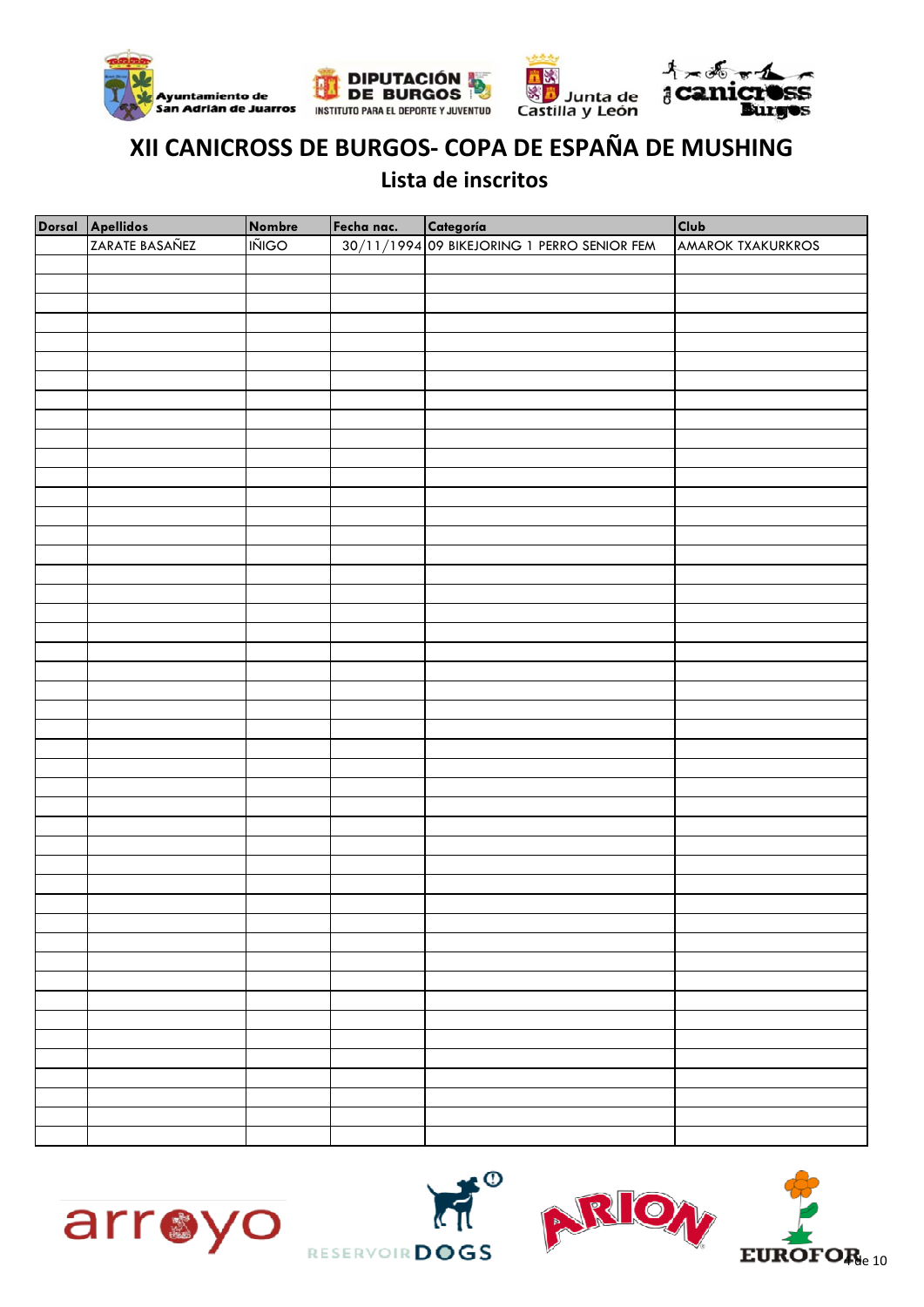# XII CANICROSS DE BURGOS- COPA DE ESPAÑA DE MUSHING

## Lista de inscritos

| Dorsal | Apellidos | Nombre | Fecha nac. | Categoría | Club |
|---|---|---|---|---|---|
| | ZARATE BASAÑEZ | IÑIGO | 30/11/1994 | 09 BIKEJORING 1 PERRO SENIOR FEM | AMAROK TXAKURKROS |